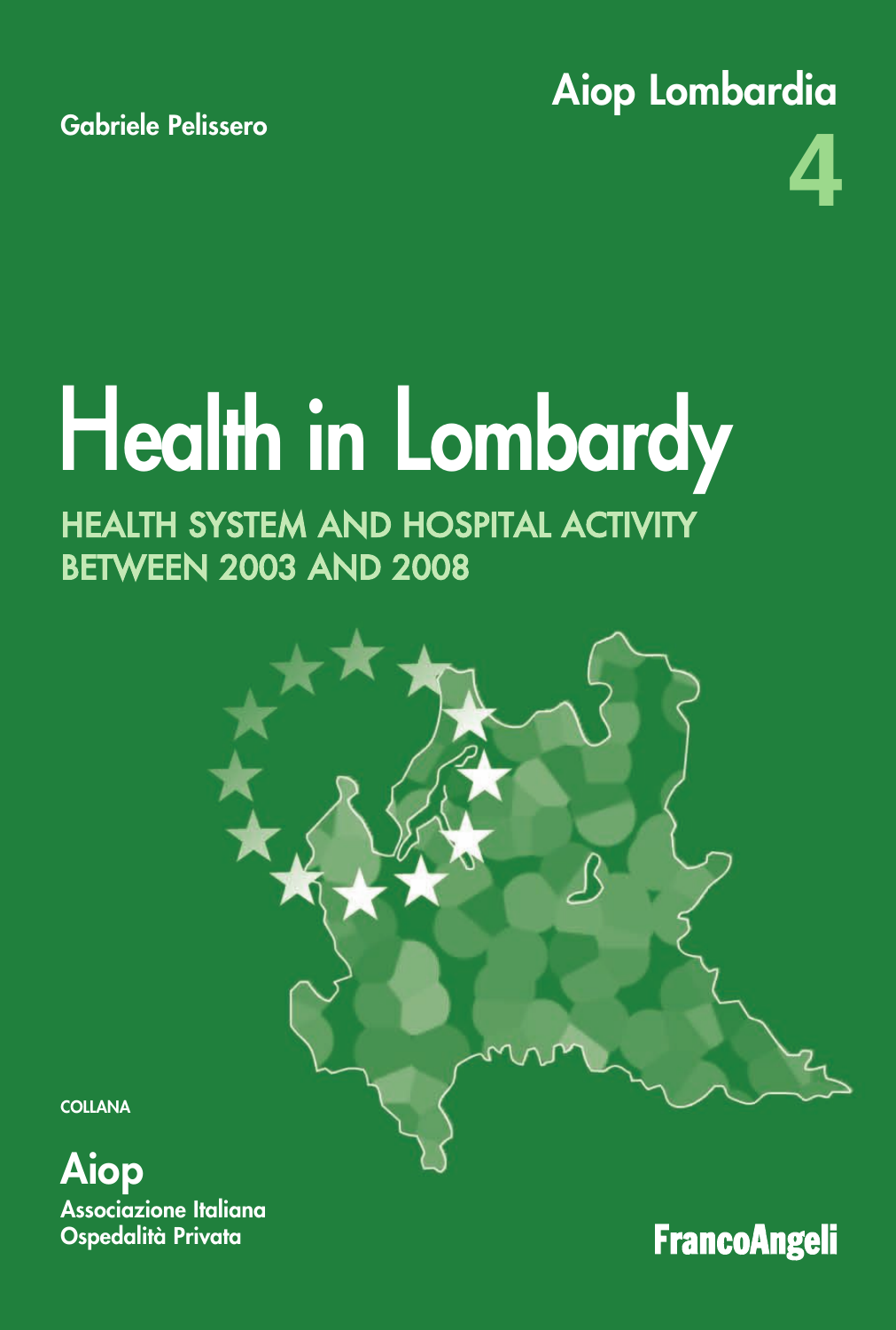Gabriele Pelissero

Aiop Lombardia

4

# Health in Lombardy

## HEALTH SYSTEM AND HOSPITAL ACTIVITY BETWEEN 2003 AND 2008

COLLANA

**Aiop**
Associazione Italiana
Ospedalità Privata

FrancoAngeli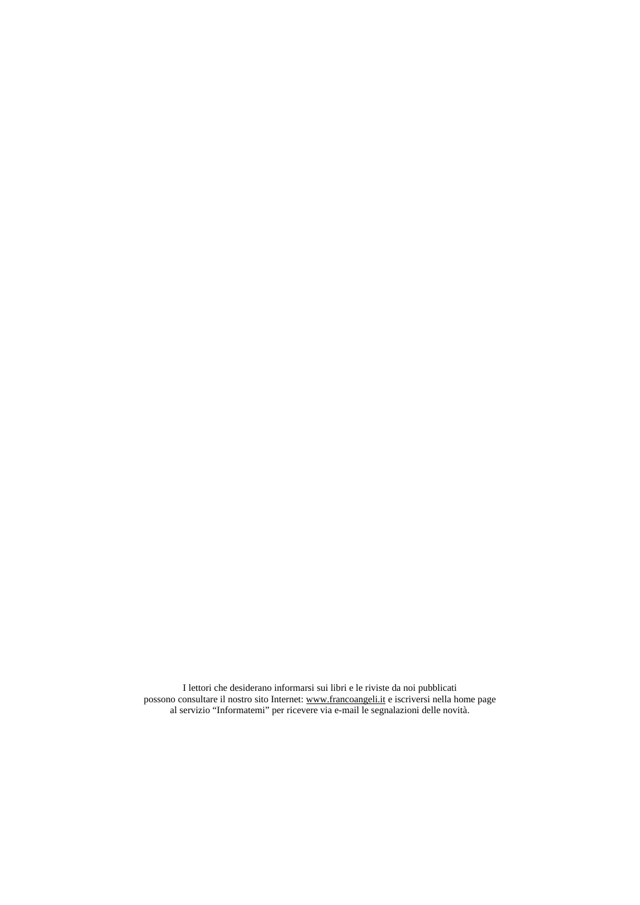I lettori che desiderano informarsi sui libri e le riviste da noi pubblicati
possono consultare il nostro sito Internet: www.francoangeli.it e iscriversi nella home page
al servizio "Informatemi" per ricevere via e-mail le segnalazioni delle novità.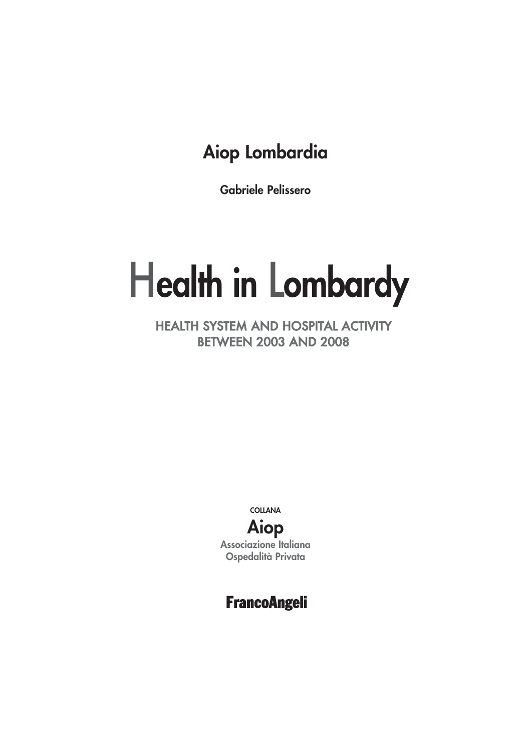## Aiop Lombardia

**Gabriele Pelissero**

# Health in Lombardy

### HEALTH SYSTEM AND HOSPITAL ACTIVITY BETWEEN 2003 AND 2008

COLLANA

**Aiop**

Associazione Italiana Ospedalità Privata

**FrancoAngeli**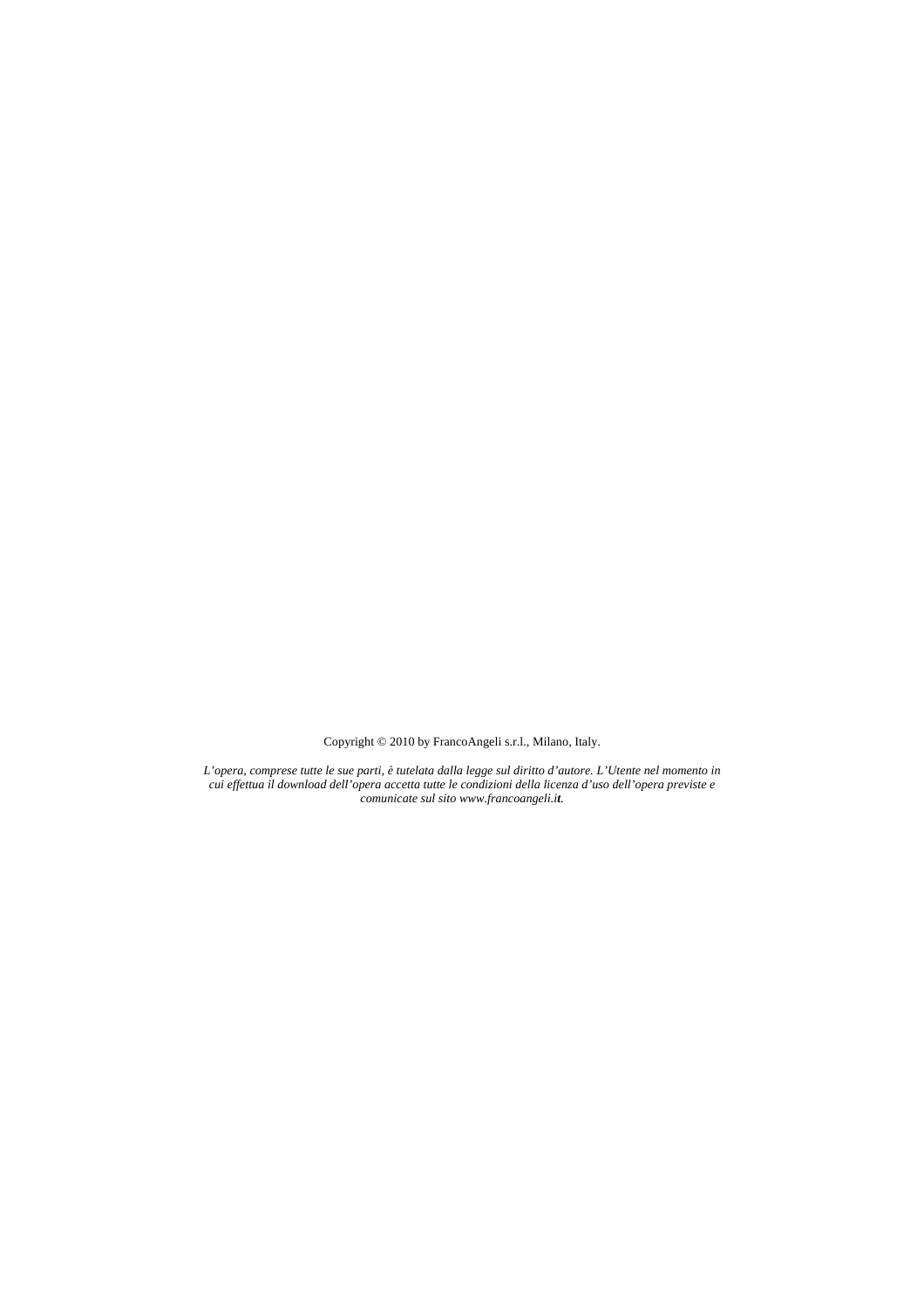Copyright © 2010 by FrancoAngeli s.r.l., Milano, Italy.

*L'opera, comprese tutte le sue parti, è tutelata dalla legge sul diritto d'autore. L'Utente nel momento in cui effettua il download dell'opera accetta tutte le condizioni della licenza d'uso dell'opera previste e comunicate sul sito www.francoangeli.it.*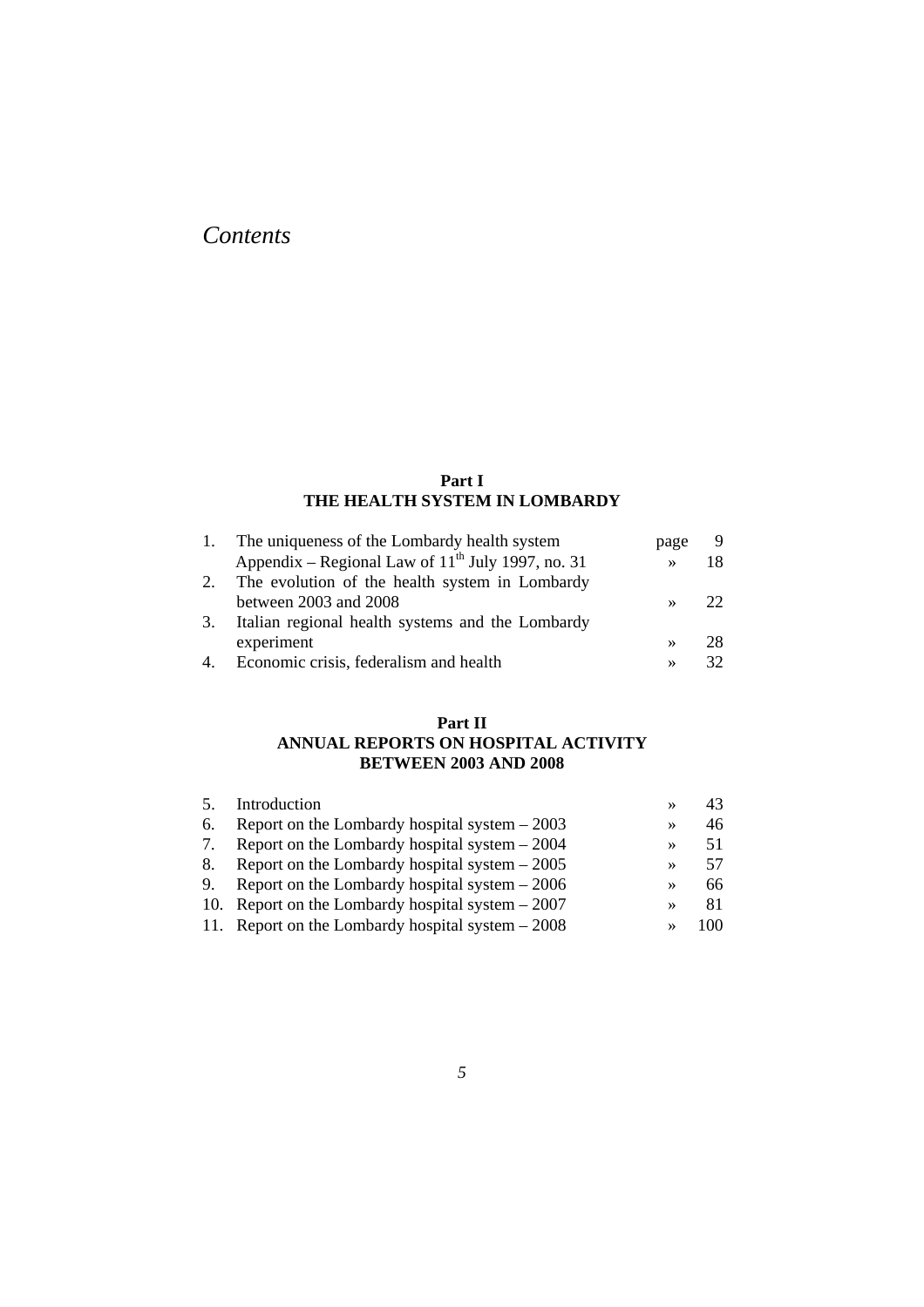# *Contents*

## Part I
## THE HEALTH SYSTEM IN LOMBARDY

| | | | |
|---|---|---|---|
| 1. | The uniqueness of the Lombardy health system | page | 9 |
| | Appendix – Regional Law of 11th July 1997, no. 31 | » | 18 |
| 2. | The evolution of the health system in Lombardy between 2003 and 2008 | » | 22 |
| 3. | Italian regional health systems and the Lombardy experiment | » | 28 |
| 4. | Economic crisis, federalism and health | » | 32 |

## Part II
## ANNUAL REPORTS ON HOSPITAL ACTIVITY BETWEEN 2003 AND 2008

| | | | |
|---|---|---|---|
| 5. | Introduction | » | 43 |
| 6. | Report on the Lombardy hospital system – 2003 | » | 46 |
| 7. | Report on the Lombardy hospital system – 2004 | » | 51 |
| 8. | Report on the Lombardy hospital system – 2005 | » | 57 |
| 9. | Report on the Lombardy hospital system – 2006 | » | 66 |
| 10. | Report on the Lombardy hospital system – 2007 | » | 81 |
| 11. | Report on the Lombardy hospital system – 2008 | » | 100 |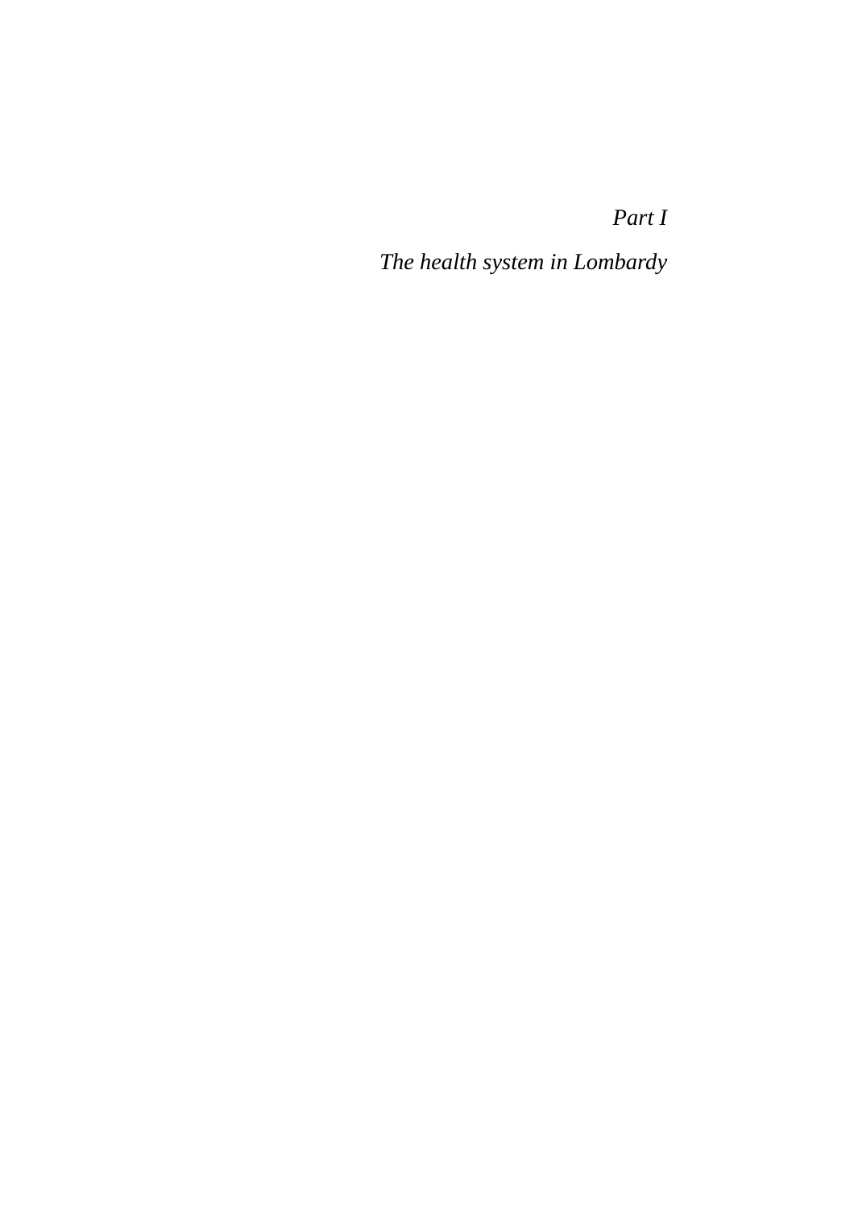# *Part I*

## *The health system in Lombardy*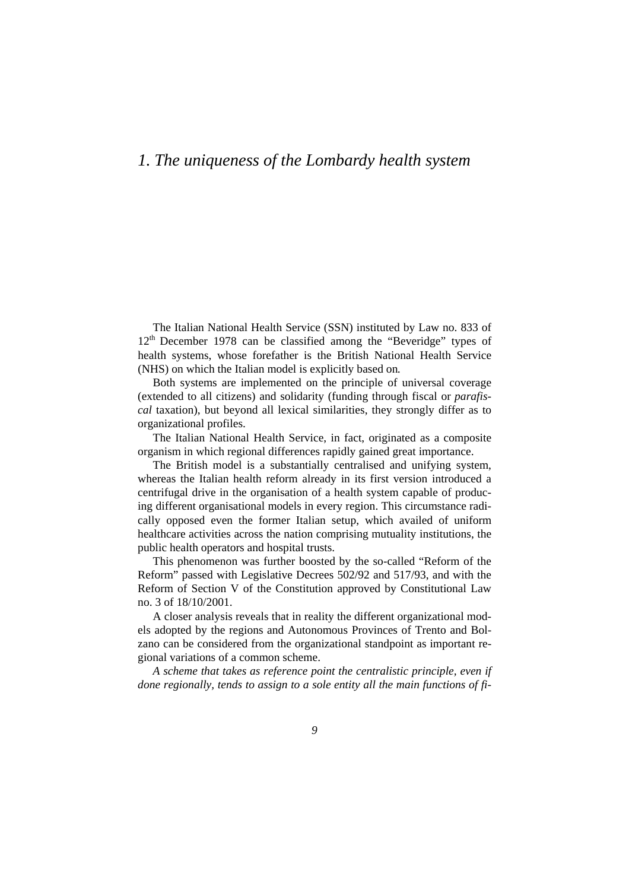# 1. The uniqueness of the Lombardy health system

The Italian National Health Service (SSN) instituted by Law no. 833 of 12th December 1978 can be classified among the "Beveridge" types of health systems, whose forefather is the British National Health Service (NHS) on which the Italian model is explicitly based on.

Both systems are implemented on the principle of universal coverage (extended to all citizens) and solidarity (funding through fiscal or *parafiscal* taxation), but beyond all lexical similarities, they strongly differ as to organizational profiles.

The Italian National Health Service, in fact, originated as a composite organism in which regional differences rapidly gained great importance.

The British model is a substantially centralised and unifying system, whereas the Italian health reform already in its first version introduced a centrifugal drive in the organisation of a health system capable of producing different organisational models in every region. This circumstance radically opposed even the former Italian setup, which availed of uniform healthcare activities across the nation comprising mutuality institutions, the public health operators and hospital trusts.

This phenomenon was further boosted by the so-called "Reform of the Reform" passed with Legislative Decrees 502/92 and 517/93, and with the Reform of Section V of the Constitution approved by Constitutional Law no. 3 of 18/10/2001.

A closer analysis reveals that in reality the different organizational models adopted by the regions and Autonomous Provinces of Trento and Bolzano can be considered from the organizational standpoint as important regional variations of a common scheme.

*A scheme that takes as reference point the centralistic principle, even if done regionally, tends to assign to a sole entity all the main functions of fi-*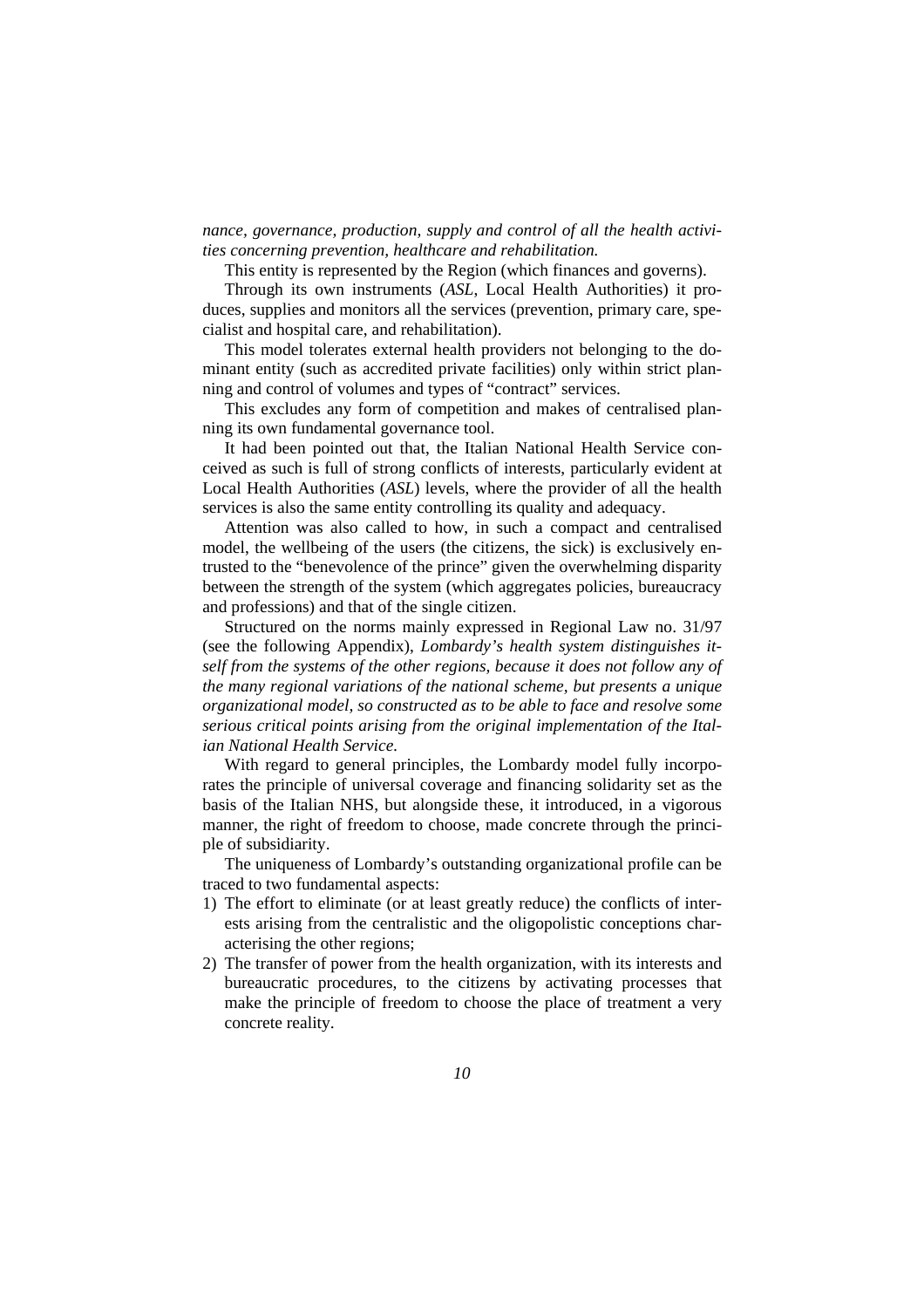*nance, governance, production, supply and control of all the health activities concerning prevention, healthcare and rehabilitation.*

This entity is represented by the Region (which finances and governs).

Through its own instruments (*ASL*, Local Health Authorities) it produces, supplies and monitors all the services (prevention, primary care, specialist and hospital care, and rehabilitation).

This model tolerates external health providers not belonging to the dominant entity (such as accredited private facilities) only within strict planning and control of volumes and types of "contract" services.

This excludes any form of competition and makes of centralised planning its own fundamental governance tool.

It had been pointed out that, the Italian National Health Service conceived as such is full of strong conflicts of interests, particularly evident at Local Health Authorities (*ASL*) levels, where the provider of all the health services is also the same entity controlling its quality and adequacy.

Attention was also called to how, in such a compact and centralised model, the wellbeing of the users (the citizens, the sick) is exclusively entrusted to the "benevolence of the prince" given the overwhelming disparity between the strength of the system (which aggregates policies, bureaucracy and professions) and that of the single citizen.

Structured on the norms mainly expressed in Regional Law no. 31/97 (see the following Appendix), *Lombardy's health system distinguishes itself from the systems of the other regions, because it does not follow any of the many regional variations of the national scheme, but presents a unique organizational model, so constructed as to be able to face and resolve some serious critical points arising from the original implementation of the Italian National Health Service.*

With regard to general principles, the Lombardy model fully incorporates the principle of universal coverage and financing solidarity set as the basis of the Italian NHS, but alongside these, it introduced, in a vigorous manner, the right of freedom to choose, made concrete through the principle of subsidiarity.

The uniqueness of Lombardy's outstanding organizational profile can be traced to two fundamental aspects:

1) The effort to eliminate (or at least greatly reduce) the conflicts of interests arising from the centralistic and the oligopolistic conceptions characterising the other regions;
2) The transfer of power from the health organization, with its interests and bureaucratic procedures, to the citizens by activating processes that make the principle of freedom to choose the place of treatment a very concrete reality.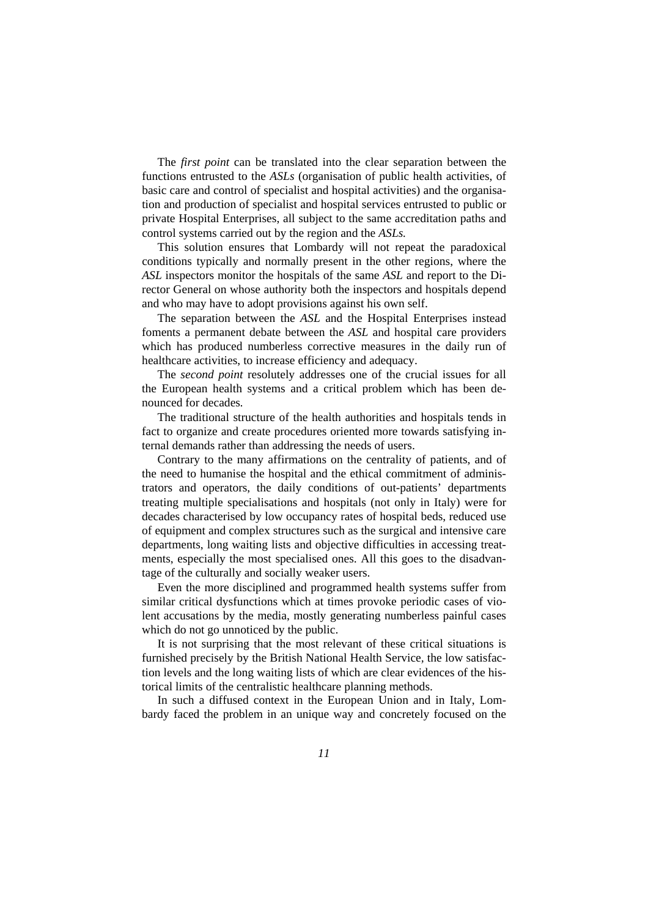The *first point* can be translated into the clear separation between the functions entrusted to the *ASLs* (organisation of public health activities, of basic care and control of specialist and hospital activities) and the organisation and production of specialist and hospital services entrusted to public or private Hospital Enterprises, all subject to the same accreditation paths and control systems carried out by the region and the *ASLs.*

This solution ensures that Lombardy will not repeat the paradoxical conditions typically and normally present in the other regions, where the *ASL* inspectors monitor the hospitals of the same *ASL* and report to the Director General on whose authority both the inspectors and hospitals depend and who may have to adopt provisions against his own self.

The separation between the *ASL* and the Hospital Enterprises instead foments a permanent debate between the *ASL* and hospital care providers which has produced numberless corrective measures in the daily run of healthcare activities, to increase efficiency and adequacy.

The *second point* resolutely addresses one of the crucial issues for all the European health systems and a critical problem which has been denounced for decades.

The traditional structure of the health authorities and hospitals tends in fact to organize and create procedures oriented more towards satisfying internal demands rather than addressing the needs of users.

Contrary to the many affirmations on the centrality of patients, and of the need to humanise the hospital and the ethical commitment of administrators and operators, the daily conditions of out-patients' departments treating multiple specialisations and hospitals (not only in Italy) were for decades characterised by low occupancy rates of hospital beds, reduced use of equipment and complex structures such as the surgical and intensive care departments, long waiting lists and objective difficulties in accessing treatments, especially the most specialised ones. All this goes to the disadvantage of the culturally and socially weaker users.

Even the more disciplined and programmed health systems suffer from similar critical dysfunctions which at times provoke periodic cases of violent accusations by the media, mostly generating numberless painful cases which do not go unnoticed by the public.

It is not surprising that the most relevant of these critical situations is furnished precisely by the British National Health Service, the low satisfaction levels and the long waiting lists of which are clear evidences of the historical limits of the centralistic healthcare planning methods.

In such a diffused context in the European Union and in Italy, Lombardy faced the problem in an unique way and concretely focused on the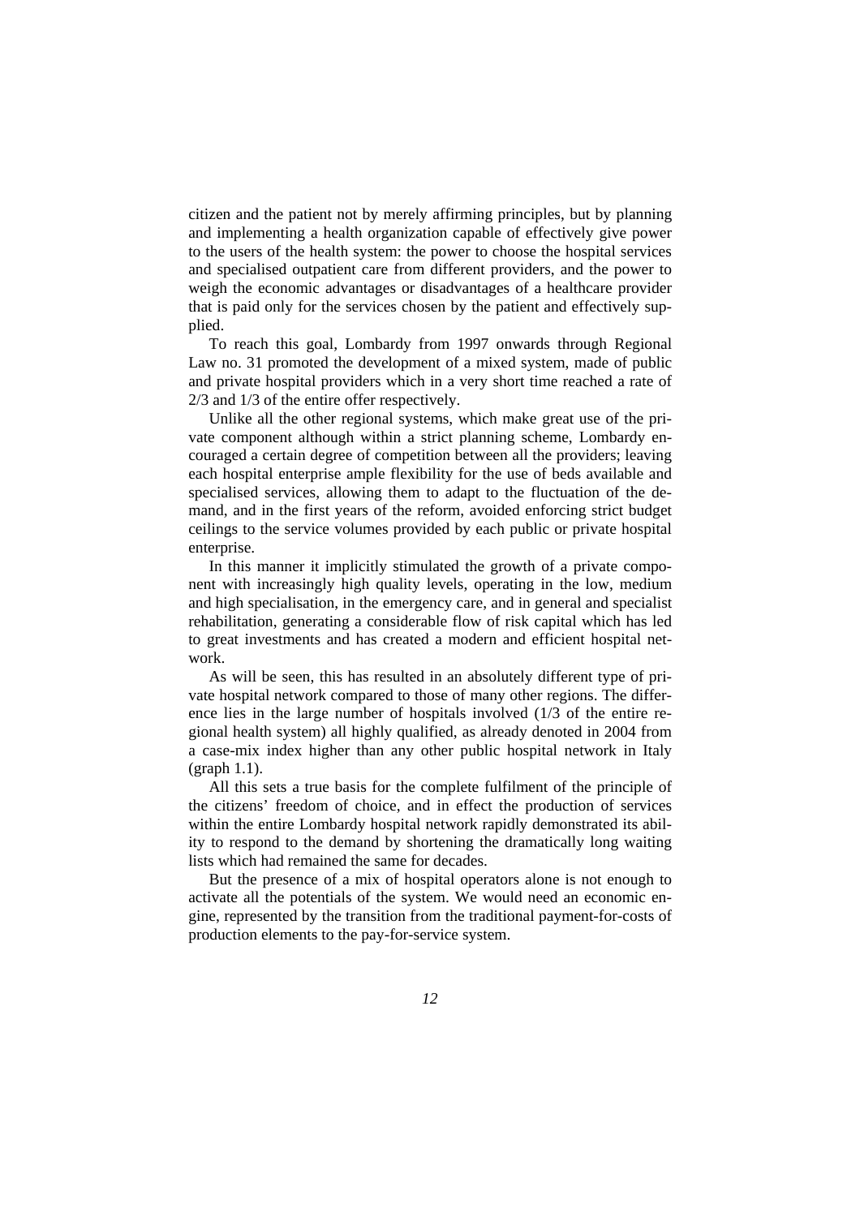citizen and the patient not by merely affirming principles, but by planning and implementing a health organization capable of effectively give power to the users of the health system: the power to choose the hospital services and specialised outpatient care from different providers, and the power to weigh the economic advantages or disadvantages of a healthcare provider that is paid only for the services chosen by the patient and effectively supplied.

To reach this goal, Lombardy from 1997 onwards through Regional Law no. 31 promoted the development of a mixed system, made of public and private hospital providers which in a very short time reached a rate of 2/3 and 1/3 of the entire offer respectively.

Unlike all the other regional systems, which make great use of the private component although within a strict planning scheme, Lombardy encouraged a certain degree of competition between all the providers; leaving each hospital enterprise ample flexibility for the use of beds available and specialised services, allowing them to adapt to the fluctuation of the demand, and in the first years of the reform, avoided enforcing strict budget ceilings to the service volumes provided by each public or private hospital enterprise.

In this manner it implicitly stimulated the growth of a private component with increasingly high quality levels, operating in the low, medium and high specialisation, in the emergency care, and in general and specialist rehabilitation, generating a considerable flow of risk capital which has led to great investments and has created a modern and efficient hospital network.

As will be seen, this has resulted in an absolutely different type of private hospital network compared to those of many other regions. The difference lies in the large number of hospitals involved (1/3 of the entire regional health system) all highly qualified, as already denoted in 2004 from a case-mix index higher than any other public hospital network in Italy (graph 1.1).

All this sets a true basis for the complete fulfilment of the principle of the citizens' freedom of choice, and in effect the production of services within the entire Lombardy hospital network rapidly demonstrated its ability to respond to the demand by shortening the dramatically long waiting lists which had remained the same for decades.

But the presence of a mix of hospital operators alone is not enough to activate all the potentials of the system. We would need an economic engine, represented by the transition from the traditional payment-for-costs of production elements to the pay-for-service system.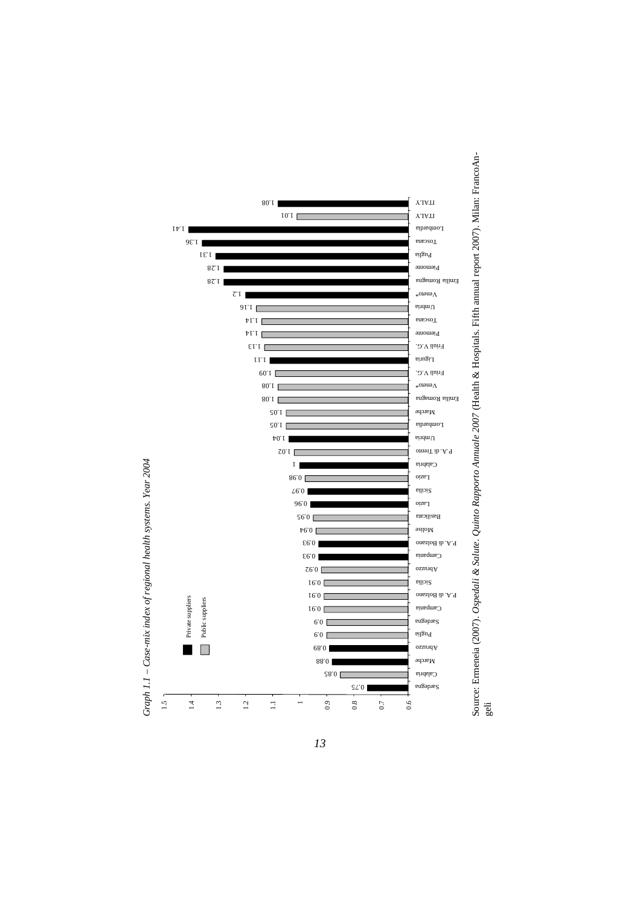*Graph 1.1 – Case-mix index of regional health systems. Year 2004*

| Region | Supplier | Case-mix index |
|---|---|---|
| ITALY | Private suppliers | 1.08 |
| ITALY | Public suppliers | 1.01 |
| Lombardia | Private suppliers | 1.41 |
| Toscana | Private suppliers | 1.36 |
| Puglia | Private suppliers | 1.31 |
| Piemonte | Private suppliers | 1.28 |
| Emilia Romagna | Private suppliers | 1.28 |
| Veneto* | Private suppliers | 1.2 |
| Umbria | Public suppliers | 1.16 |
| Toscana | Public suppliers | 1.14 |
| Piemonte | Public suppliers | 1.14 |
| Friuli V.G. | Public suppliers | 1.13 |
| Liguria | Private suppliers | 1.11 |
| Friuli V.G. | Public suppliers | 1.09 |
| Veneto* | Public suppliers | 1.08 |
| Emilia Romagna | Public suppliers | 1.08 |
| Marche | Public suppliers | 1.05 |
| Lombardia | Public suppliers | 1.05 |
| Umbria | Private suppliers | 1.04 |
| P.A. di Trento | Public suppliers | 1.02 |
| Calabria | Private suppliers | 1 |
| Lazio | Public suppliers | 0.98 |
| Sicilia | Private suppliers | 0.97 |
| Lazio | Private suppliers | 0.96 |
| Basilicata | Public suppliers | 0.95 |
| Molise | Public suppliers | 0.94 |
| P.A. di Bolzano | Private suppliers | 0.93 |
| Campania | Private suppliers | 0.93 |
| Abruzzo | Public suppliers | 0.92 |
| Sicilia | Public suppliers | 0.91 |
| P.A. di Bolzano | Public suppliers | 0.91 |
| Campania | Public suppliers | 0.91 |
| Sardegna | Public suppliers | 0.9 |
| Puglia | Public suppliers | 0.9 |
| Abruzzo | Private suppliers | 0.89 |
| Marche | Private suppliers | 0.88 |
| Calabria | Public suppliers | 0.85 |
| Sardegna | Private suppliers | 0.75 |

Source: Ermeneia (2007). *Ospedali & Salute. Quinto Rapporto Annuale 2007* (Health & Hospitals. Fifth annual report 2007). Milan: FrancoAngeli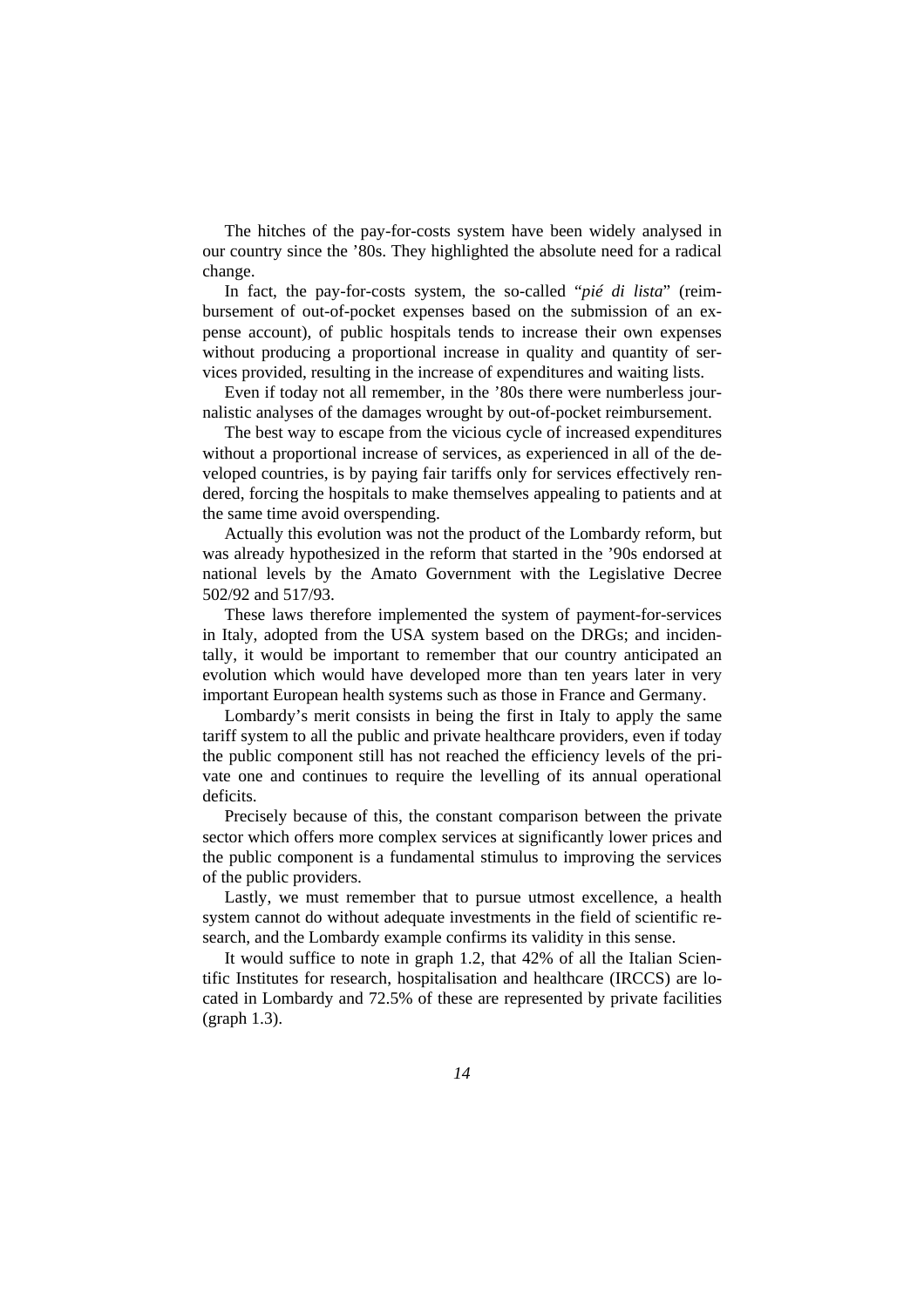The hitches of the pay-for-costs system have been widely analysed in our country since the ’80s. They highlighted the absolute need for a radical change.

In fact, the pay-for-costs system, the so-called “*pié di lista*” (reimbursement of out-of-pocket expenses based on the submission of an expense account), of public hospitals tends to increase their own expenses without producing a proportional increase in quality and quantity of services provided, resulting in the increase of expenditures and waiting lists.

Even if today not all remember, in the ’80s there were numberless journalistic analyses of the damages wrought by out-of-pocket reimbursement.

The best way to escape from the vicious cycle of increased expenditures without a proportional increase of services, as experienced in all of the developed countries, is by paying fair tariffs only for services effectively rendered, forcing the hospitals to make themselves appealing to patients and at the same time avoid overspending.

Actually this evolution was not the product of the Lombardy reform, but was already hypothesized in the reform that started in the ’90s endorsed at national levels by the Amato Government with the Legislative Decree 502/92 and 517/93.

These laws therefore implemented the system of payment-for-services in Italy, adopted from the USA system based on the DRGs; and incidentally, it would be important to remember that our country anticipated an evolution which would have developed more than ten years later in very important European health systems such as those in France and Germany.

Lombardy’s merit consists in being the first in Italy to apply the same tariff system to all the public and private healthcare providers, even if today the public component still has not reached the efficiency levels of the private one and continues to require the levelling of its annual operational deficits.

Precisely because of this, the constant comparison between the private sector which offers more complex services at significantly lower prices and the public component is a fundamental stimulus to improving the services of the public providers.

Lastly, we must remember that to pursue utmost excellence, a health system cannot do without adequate investments in the field of scientific research, and the Lombardy example confirms its validity in this sense.

It would suffice to note in graph 1.2, that 42% of all the Italian Scientific Institutes for research, hospitalisation and healthcare (IRCCS) are located in Lombardy and 72.5% of these are represented by private facilities (graph 1.3).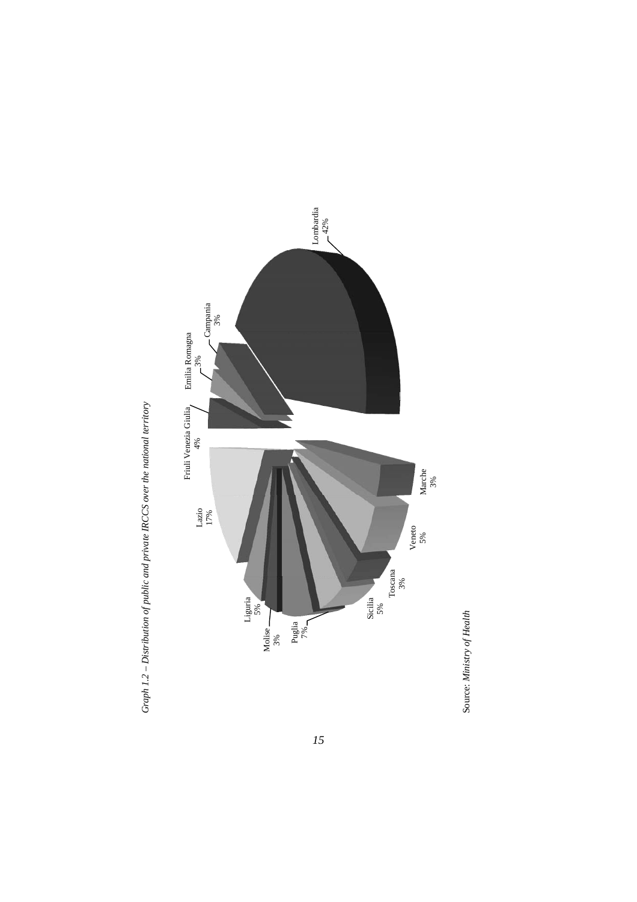*Graph 1.2 – Distribution of public and private IRCCS over the national territory*

| Region | Share |
|---|---|
| Lombardia | 42% |
| Lazio | 17% |
| Puglia | 7% |
| Liguria | 5% |
| Sicilia | 5% |
| Veneto | 5% |
| Friuli Venezia Giulia | 4% |
| Campania | 3% |
| Emilia Romagna | 3% |
| Marche | 3% |
| Toscana | 3% |
| Molise | 3% |

Source: *Ministry of Health*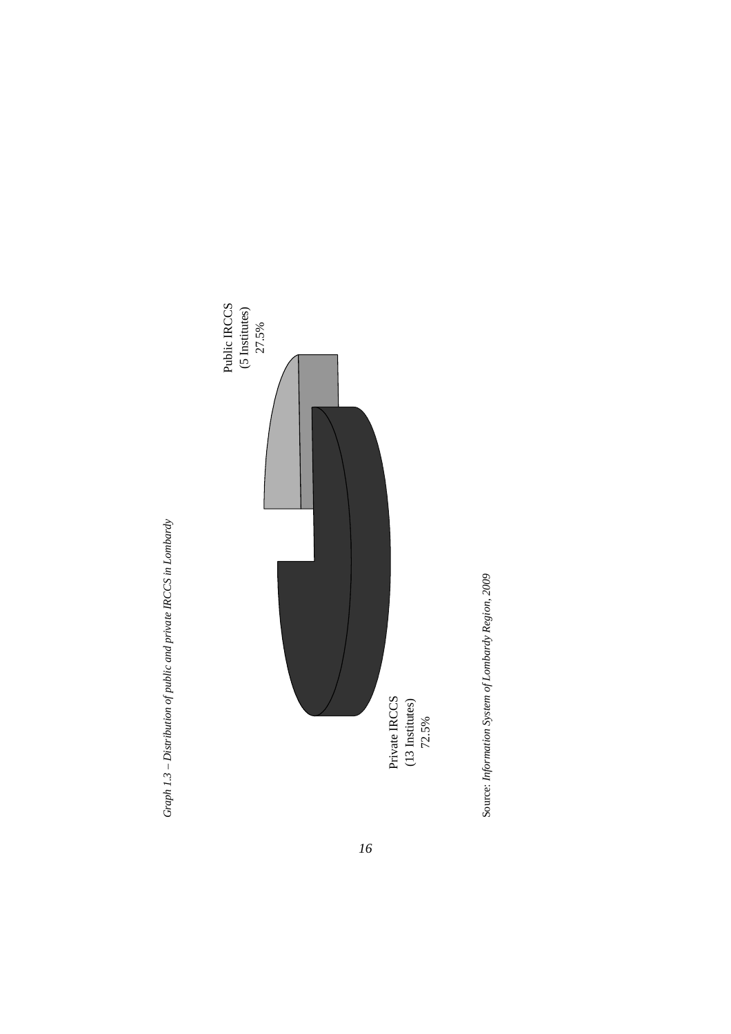*Graph 1.3 – Distribution of public and private IRCCS in Lombardy*

Public IRCCS
(5 Institutes)
27.5%

Private IRCCS
(13 Institutes)
72.5%

Source: *Information System of Lombardy Region, 2009*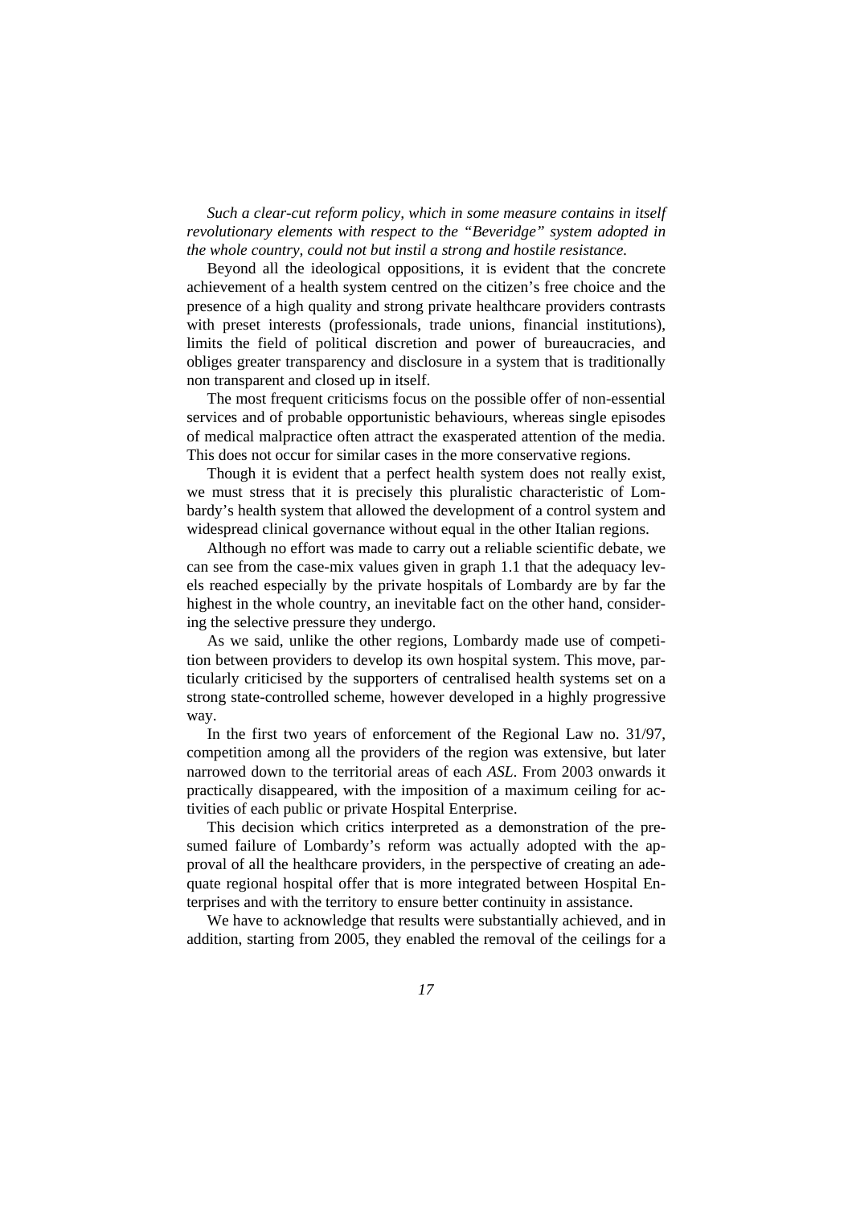*Such a clear-cut reform policy, which in some measure contains in itself revolutionary elements with respect to the "Beveridge" system adopted in the whole country, could not but instil a strong and hostile resistance.*

Beyond all the ideological oppositions, it is evident that the concrete achievement of a health system centred on the citizen's free choice and the presence of a high quality and strong private healthcare providers contrasts with preset interests (professionals, trade unions, financial institutions), limits the field of political discretion and power of bureaucracies, and obliges greater transparency and disclosure in a system that is traditionally non transparent and closed up in itself.

The most frequent criticisms focus on the possible offer of non-essential services and of probable opportunistic behaviours, whereas single episodes of medical malpractice often attract the exasperated attention of the media. This does not occur for similar cases in the more conservative regions.

Though it is evident that a perfect health system does not really exist, we must stress that it is precisely this pluralistic characteristic of Lombardy's health system that allowed the development of a control system and widespread clinical governance without equal in the other Italian regions.

Although no effort was made to carry out a reliable scientific debate, we can see from the case-mix values given in graph 1.1 that the adequacy levels reached especially by the private hospitals of Lombardy are by far the highest in the whole country, an inevitable fact on the other hand, considering the selective pressure they undergo.

As we said, unlike the other regions, Lombardy made use of competition between providers to develop its own hospital system. This move, particularly criticised by the supporters of centralised health systems set on a strong state-controlled scheme, however developed in a highly progressive way.

In the first two years of enforcement of the Regional Law no. 31/97, competition among all the providers of the region was extensive, but later narrowed down to the territorial areas of each *ASL*. From 2003 onwards it practically disappeared, with the imposition of a maximum ceiling for activities of each public or private Hospital Enterprise.

This decision which critics interpreted as a demonstration of the presumed failure of Lombardy's reform was actually adopted with the approval of all the healthcare providers, in the perspective of creating an adequate regional hospital offer that is more integrated between Hospital Enterprises and with the territory to ensure better continuity in assistance.

We have to acknowledge that results were substantially achieved, and in addition, starting from 2005, they enabled the removal of the ceilings for a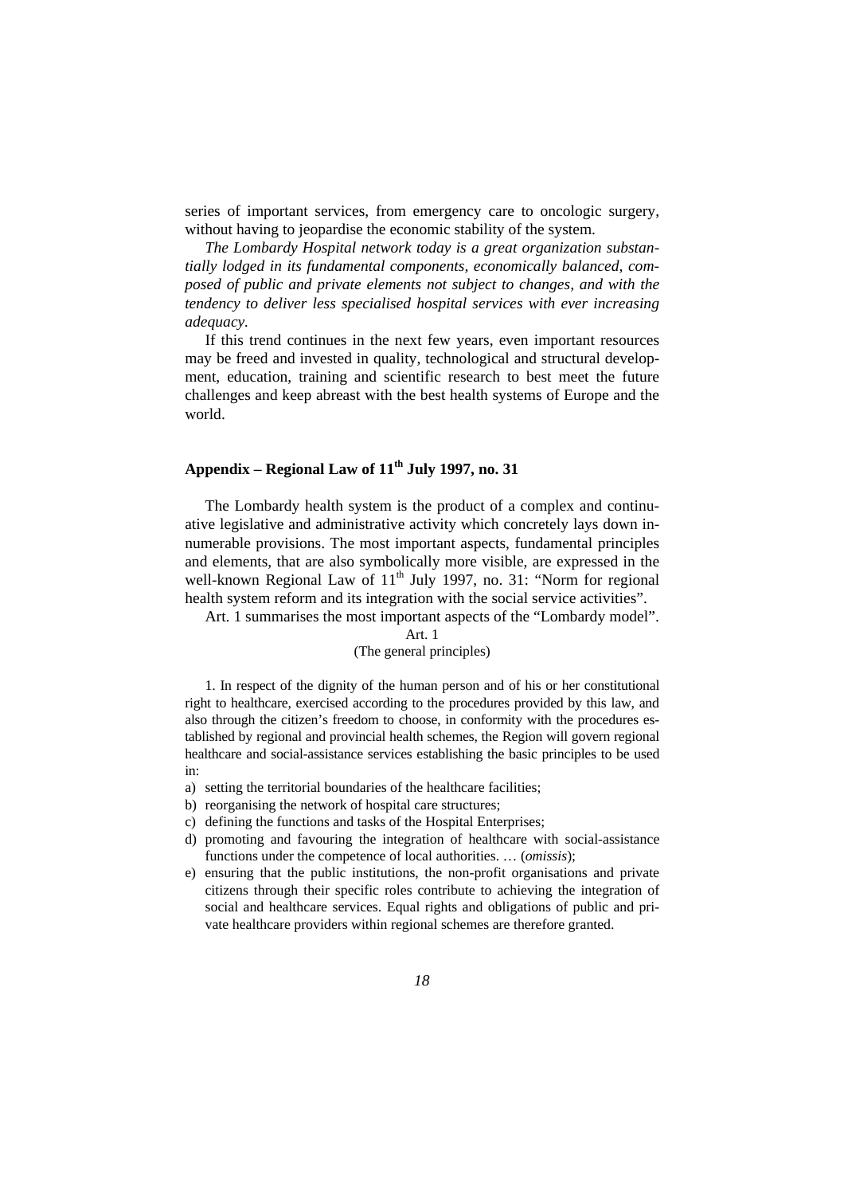series of important services, from emergency care to oncologic surgery, without having to jeopardise the economic stability of the system.

*The Lombardy Hospital network today is a great organization substantially lodged in its fundamental components, economically balanced, composed of public and private elements not subject to changes, and with the tendency to deliver less specialised hospital services with ever increasing adequacy.*

If this trend continues in the next few years, even important resources may be freed and invested in quality, technological and structural development, education, training and scientific research to best meet the future challenges and keep abreast with the best health systems of Europe and the world.

## Appendix – Regional Law of 11th July 1997, no. 31

The Lombardy health system is the product of a complex and continuative legislative and administrative activity which concretely lays down innumerable provisions. The most important aspects, fundamental principles and elements, that are also symbolically more visible, are expressed in the well-known Regional Law of 11th July 1997, no. 31: "Norm for regional health system reform and its integration with the social service activities".

Art. 1 summarises the most important aspects of the "Lombardy model".

Art. 1
(The general principles)

1. In respect of the dignity of the human person and of his or her constitutional right to healthcare, exercised according to the procedures provided by this law, and also through the citizen's freedom to choose, in conformity with the procedures established by regional and provincial health schemes, the Region will govern regional healthcare and social-assistance services establishing the basic principles to be used in:

a) setting the territorial boundaries of the healthcare facilities;
b) reorganising the network of hospital care structures;
c) defining the functions and tasks of the Hospital Enterprises;
d) promoting and favouring the integration of healthcare with social-assistance functions under the competence of local authorities. … (*omissis*);
e) ensuring that the public institutions, the non-profit organisations and private citizens through their specific roles contribute to achieving the integration of social and healthcare services. Equal rights and obligations of public and private healthcare providers within regional schemes are therefore granted.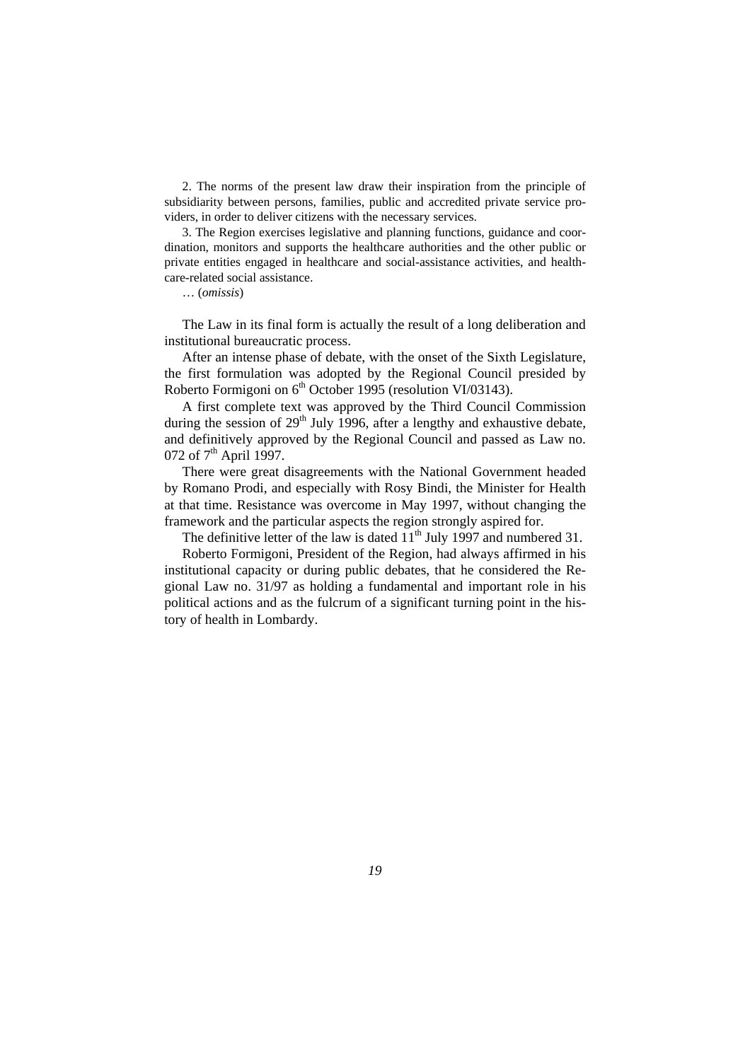2. The norms of the present law draw their inspiration from the principle of subsidiarity between persons, families, public and accredited private service providers, in order to deliver citizens with the necessary services.

3. The Region exercises legislative and planning functions, guidance and coordination, monitors and supports the healthcare authorities and the other public or private entities engaged in healthcare and social-assistance activities, and healthcare-related social assistance.

… (*omissis*)

The Law in its final form is actually the result of a long deliberation and institutional bureaucratic process.

After an intense phase of debate, with the onset of the Sixth Legislature, the first formulation was adopted by the Regional Council presided by Roberto Formigoni on 6th October 1995 (resolution VI/03143).

A first complete text was approved by the Third Council Commission during the session of 29th July 1996, after a lengthy and exhaustive debate, and definitively approved by the Regional Council and passed as Law no. 072 of 7th April 1997.

There were great disagreements with the National Government headed by Romano Prodi, and especially with Rosy Bindi, the Minister for Health at that time. Resistance was overcome in May 1997, without changing the framework and the particular aspects the region strongly aspired for.

The definitive letter of the law is dated 11th July 1997 and numbered 31.

Roberto Formigoni, President of the Region, had always affirmed in his institutional capacity or during public debates, that he considered the Regional Law no. 31/97 as holding a fundamental and important role in his political actions and as the fulcrum of a significant turning point in the history of health in Lombardy.